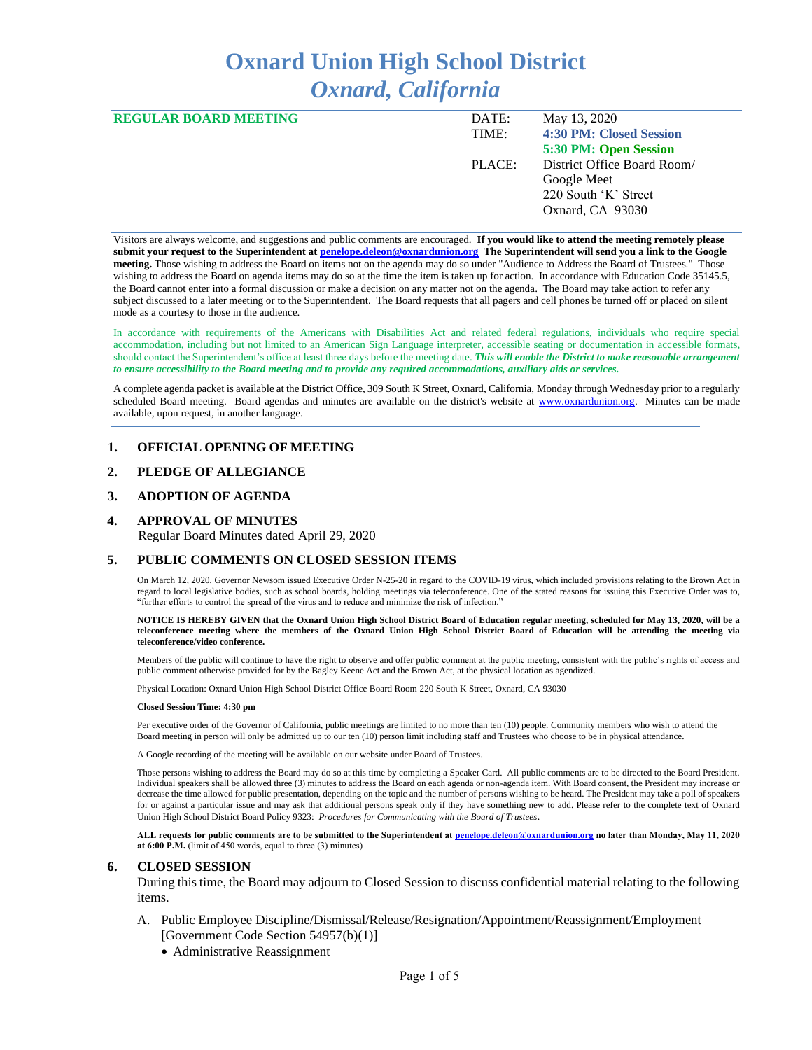# Oxnard Union High School District
## *Oxnard, California*

| | | |
|---|---|---|
| **REGULAR BOARD MEETING** | DATE: | May 13, 2020 |
| | TIME: | **4:30 PM: Closed Session** |
| | | **5:30 PM: Open Session** |
| | PLACE: | District Office Board Room/ Google Meet 220 South 'K' Street Oxnard, CA 93030 |

Visitors are always welcome, and suggestions and public comments are encouraged. **If you would like to attend the meeting remotely please submit your request to the Superintendent at penelope.deleon@oxnardunion.org The Superintendent will send you a link to the Google meeting.** Those wishing to address the Board on items not on the agenda may do so under "Audience to Address the Board of Trustees." Those wishing to address the Board on agenda items may do so at the time the item is taken up for action. In accordance with Education Code 35145.5, the Board cannot enter into a formal discussion or make a decision on any matter not on the agenda. The Board may take action to refer any subject discussed to a later meeting or to the Superintendent. The Board requests that all pagers and cell phones be turned off or placed on silent mode as a courtesy to those in the audience.

In accordance with requirements of the Americans with Disabilities Act and related federal regulations, individuals who require special accommodation, including but not limited to an American Sign Language interpreter, accessible seating or documentation in accessible formats, should contact the Superintendent's office at least three days before the meeting date. ***This will enable the District to make reasonable arrangement to ensure accessibility to the Board meeting and to provide any required accommodations, auxiliary aids or services.***

A complete agenda packet is available at the District Office, 309 South K Street, Oxnard, California, Monday through Wednesday prior to a regularly scheduled Board meeting. Board agendas and minutes are available on the district's website at www.oxnardunion.org. Minutes can be made available, upon request, in another language.

## 1. OFFICIAL OPENING OF MEETING

## 2. PLEDGE OF ALLEGIANCE

## 3. ADOPTION OF AGENDA

## 4. APPROVAL OF MINUTES

Regular Board Minutes dated April 29, 2020

## 5. PUBLIC COMMENTS ON CLOSED SESSION ITEMS

On March 12, 2020, Governor Newsom issued Executive Order N-25-20 in regard to the COVID-19 virus, which included provisions relating to the Brown Act in regard to local legislative bodies, such as school boards, holding meetings via teleconference. One of the stated reasons for issuing this Executive Order was to, "further efforts to control the spread of the virus and to reduce and minimize the risk of infection."

**NOTICE IS HEREBY GIVEN that the Oxnard Union High School District Board of Education regular meeting, scheduled for May 13, 2020, will be a teleconference meeting where the members of the Oxnard Union High School District Board of Education will be attending the meeting via teleconference/video conference.**

Members of the public will continue to have the right to observe and offer public comment at the public meeting, consistent with the public's rights of access and public comment otherwise provided for by the Bagley Keene Act and the Brown Act, at the physical location as agendized.

Physical Location: Oxnard Union High School District Office Board Room 220 South K Street, Oxnard, CA 93030

**Closed Session Time: 4:30 pm**

Per executive order of the Governor of California, public meetings are limited to no more than ten (10) people. Community members who wish to attend the Board meeting in person will only be admitted up to our ten (10) person limit including staff and Trustees who choose to be in physical attendance.

A Google recording of the meeting will be available on our website under Board of Trustees.

Those persons wishing to address the Board may do so at this time by completing a Speaker Card. All public comments are to be directed to the Board President. Individual speakers shall be allowed three (3) minutes to address the Board on each agenda or non-agenda item. With Board consent, the President may increase or decrease the time allowed for public presentation, depending on the topic and the number of persons wishing to be heard. The President may take a poll of speakers for or against a particular issue and may ask that additional persons speak only if they have something new to add. Please refer to the complete text of Oxnard Union High School District Board Policy 9323: *Procedures for Communicating with the Board of Trustees*.

**ALL requests for public comments are to be submitted to the Superintendent at penelope.deleon@oxnardunion.org no later than Monday, May 11, 2020 at 6:00 P.M.** (limit of 450 words, equal to three (3) minutes)

## 6. CLOSED SESSION

During this time, the Board may adjourn to Closed Session to discuss confidential material relating to the following items.

A. Public Employee Discipline/Dismissal/Release/Resignation/Appointment/Reassignment/Employment [Government Code Section 54957(b)(1)]
   - Administrative Reassignment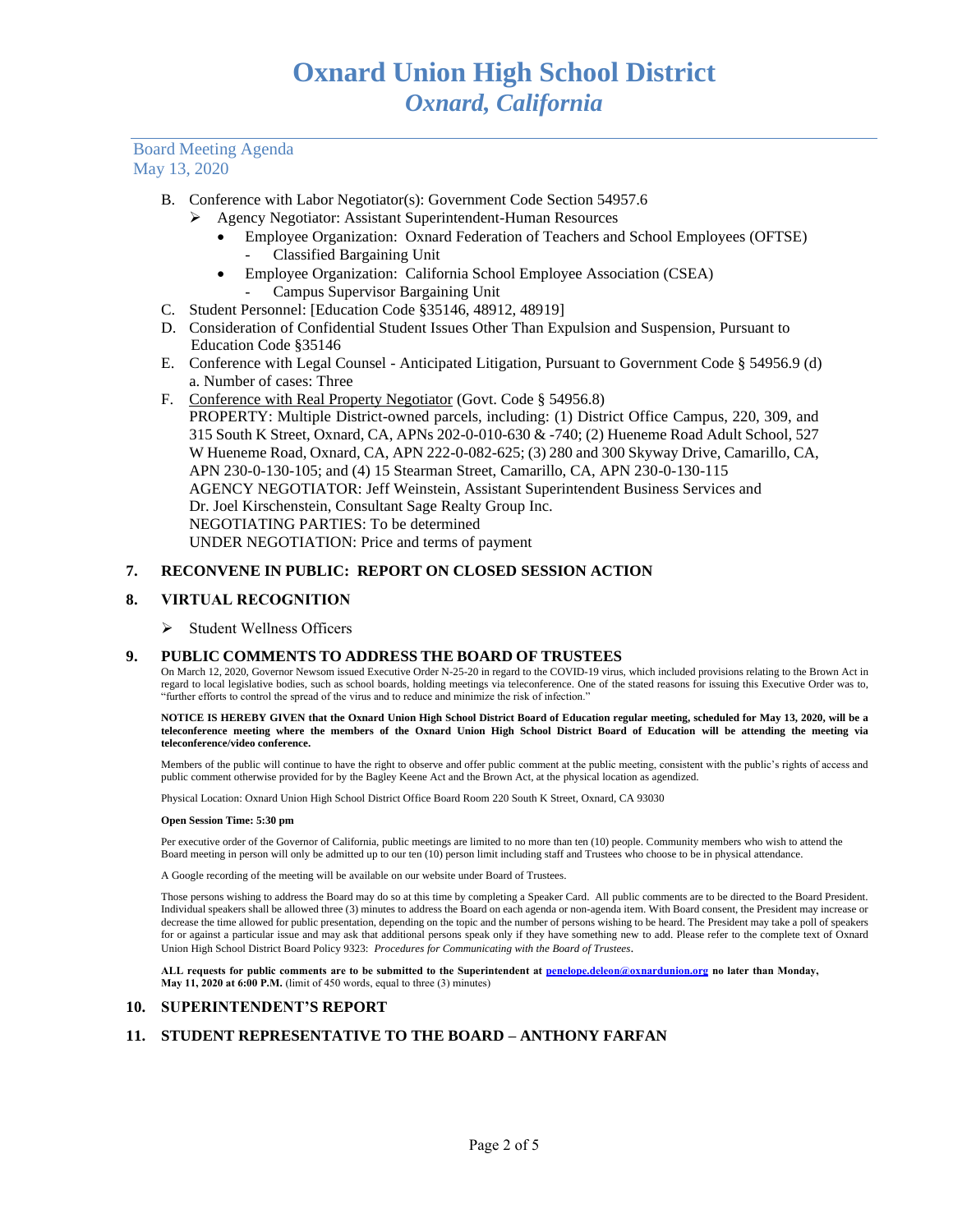B. Conference with Labor Negotiator(s): Government Code Section 54957.6
   - Agency Negotiator: Assistant Superintendent-Human Resources
     - Employee Organization: Oxnard Federation of Teachers and School Employees (OFTSE)
       - Classified Bargaining Unit
     - Employee Organization: California School Employee Association (CSEA)
       - Campus Supervisor Bargaining Unit

C. Student Personnel: [Education Code §35146, 48912, 48919]

D. Consideration of Confidential Student Issues Other Than Expulsion and Suspension, Pursuant to Education Code §35146

E. Conference with Legal Counsel - Anticipated Litigation, Pursuant to Government Code § 54956.9 (d)
   a. Number of cases: Three

F. Conference with Real Property Negotiator (Govt. Code § 54956.8)
   PROPERTY: Multiple District-owned parcels, including: (1) District Office Campus, 220, 309, and 315 South K Street, Oxnard, CA, APNs 202-0-010-630 & -740; (2) Hueneme Road Adult School, 527 W Hueneme Road, Oxnard, CA, APN 222-0-082-625; (3) 280 and 300 Skyway Drive, Camarillo, CA, APN 230-0-130-105; and (4) 15 Stearman Street, Camarillo, CA, APN 230-0-130-115
   AGENCY NEGOTIATOR: Jeff Weinstein, Assistant Superintendent Business Services and Dr. Joel Kirschenstein, Consultant Sage Realty Group Inc.
   NEGOTIATING PARTIES: To be determined
   UNDER NEGOTIATION: Price and terms of payment

## 7. RECONVENE IN PUBLIC: REPORT ON CLOSED SESSION ACTION

## 8. VIRTUAL RECOGNITION

- Student Wellness Officers

## 9. PUBLIC COMMENTS TO ADDRESS THE BOARD OF TRUSTEES

On March 12, 2020, Governor Newsom issued Executive Order N-25-20 in regard to the COVID-19 virus, which included provisions relating to the Brown Act in regard to local legislative bodies, such as school boards, holding meetings via teleconference. One of the stated reasons for issuing this Executive Order was to, "further efforts to control the spread of the virus and to reduce and minimize the risk of infection."

**NOTICE IS HEREBY GIVEN that the Oxnard Union High School District Board of Education regular meeting, scheduled for May 13, 2020, will be a teleconference meeting where the members of the Oxnard Union High School District Board of Education will be attending the meeting via teleconference/video conference.**

Members of the public will continue to have the right to observe and offer public comment at the public meeting, consistent with the public's rights of access and public comment otherwise provided for by the Bagley Keene Act and the Brown Act, at the physical location as agendized.

Physical Location: Oxnard Union High School District Office Board Room 220 South K Street, Oxnard, CA 93030

**Open Session Time: 5:30 pm**

Per executive order of the Governor of California, public meetings are limited to no more than ten (10) people. Community members who wish to attend the Board meeting in person will only be admitted up to our ten (10) person limit including staff and Trustees who choose to be in physical attendance.

A Google recording of the meeting will be available on our website under Board of Trustees.

Those persons wishing to address the Board may do so at this time by completing a Speaker Card. All public comments are to be directed to the Board President. Individual speakers shall be allowed three (3) minutes to address the Board on each agenda or non-agenda item. With Board consent, the President may increase or decrease the time allowed for public presentation, depending on the topic and the number of persons wishing to be heard. The President may take a poll of speakers for or against a particular issue and may ask that additional persons speak only if they have something new to add. Please refer to the complete text of Oxnard Union High School District Board Policy 9323: *Procedures for Communicating with the Board of Trustees*.

**ALL requests for public comments are to be submitted to the Superintendent at penelope.deleon@oxnardunion.org no later than Monday, May 11, 2020 at 6:00 P.M.** (limit of 450 words, equal to three (3) minutes)

## 10. SUPERINTENDENT'S REPORT

## 11. STUDENT REPRESENTATIVE TO THE BOARD – ANTHONY FARFAN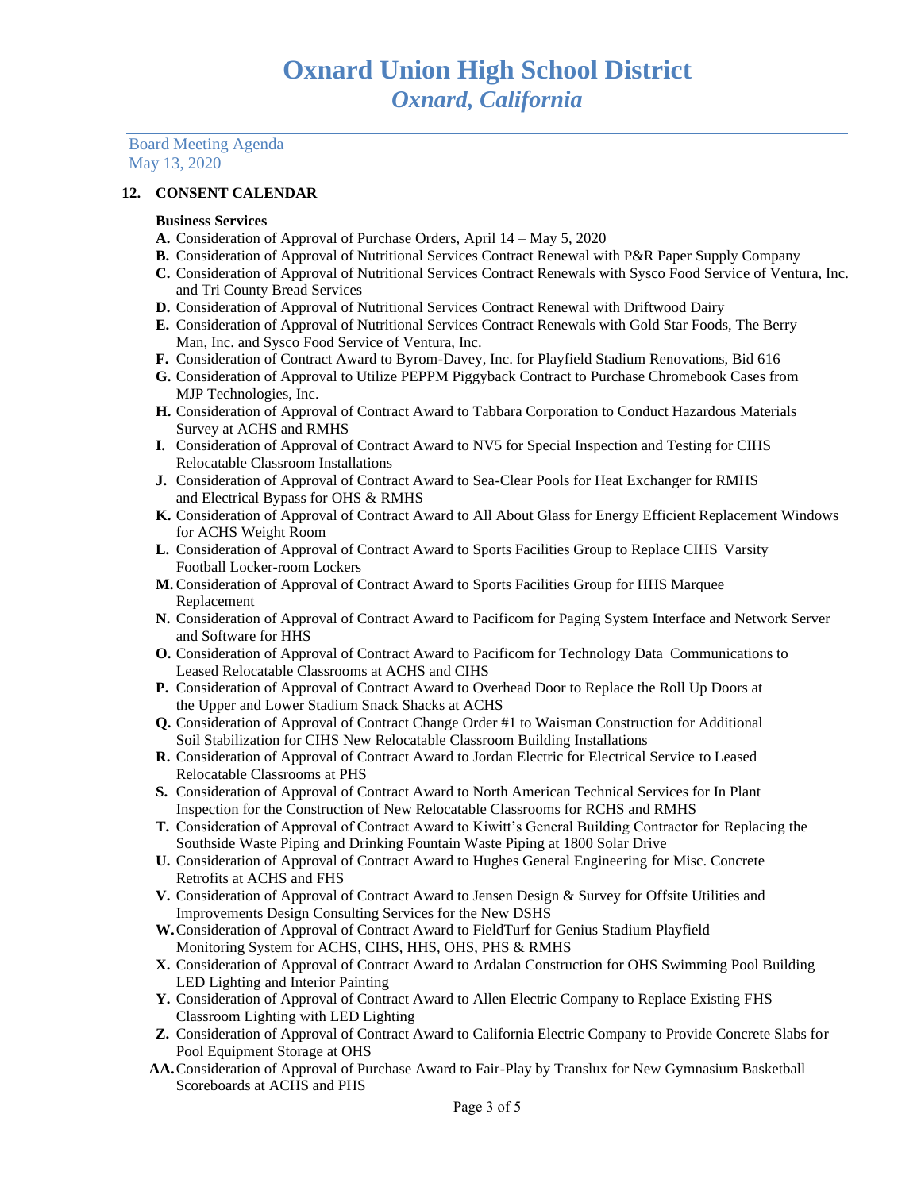# Oxnard Union High School District
## *Oxnard, California*

Board Meeting Agenda
May 13, 2020

**12. CONSENT CALENDAR**

**Business Services**

**A.** Consideration of Approval of Purchase Orders, April 14 – May 5, 2020
**B.** Consideration of Approval of Nutritional Services Contract Renewal with P&R Paper Supply Company
**C.** Consideration of Approval of Nutritional Services Contract Renewals with Sysco Food Service of Ventura, Inc. and Tri County Bread Services
**D.** Consideration of Approval of Nutritional Services Contract Renewal with Driftwood Dairy
**E.** Consideration of Approval of Nutritional Services Contract Renewals with Gold Star Foods, The Berry Man, Inc. and Sysco Food Service of Ventura, Inc.
**F.** Consideration of Contract Award to Byrom-Davey, Inc. for Playfield Stadium Renovations, Bid 616
**G.** Consideration of Approval to Utilize PEPPM Piggyback Contract to Purchase Chromebook Cases from MJP Technologies, Inc.
**H.** Consideration of Approval of Contract Award to Tabbara Corporation to Conduct Hazardous Materials Survey at ACHS and RMHS
**I.** Consideration of Approval of Contract Award to NV5 for Special Inspection and Testing for CIHS Relocatable Classroom Installations
**J.** Consideration of Approval of Contract Award to Sea-Clear Pools for Heat Exchanger for RMHS and Electrical Bypass for OHS & RMHS
**K.** Consideration of Approval of Contract Award to All About Glass for Energy Efficient Replacement Windows for ACHS Weight Room
**L.** Consideration of Approval of Contract Award to Sports Facilities Group to Replace CIHS Varsity Football Locker-room Lockers
**M.** Consideration of Approval of Contract Award to Sports Facilities Group for HHS Marquee Replacement
**N.** Consideration of Approval of Contract Award to Pacificom for Paging System Interface and Network Server and Software for HHS
**O.** Consideration of Approval of Contract Award to Pacificom for Technology Data Communications to Leased Relocatable Classrooms at ACHS and CIHS
**P.** Consideration of Approval of Contract Award to Overhead Door to Replace the Roll Up Doors at the Upper and Lower Stadium Snack Shacks at ACHS
**Q.** Consideration of Approval of Contract Change Order #1 to Waisman Construction for Additional Soil Stabilization for CIHS New Relocatable Classroom Building Installations
**R.** Consideration of Approval of Contract Award to Jordan Electric for Electrical Service to Leased Relocatable Classrooms at PHS
**S.** Consideration of Approval of Contract Award to North American Technical Services for In Plant Inspection for the Construction of New Relocatable Classrooms for RCHS and RMHS
**T.** Consideration of Approval of Contract Award to Kiwitt's General Building Contractor for Replacing the Southside Waste Piping and Drinking Fountain Waste Piping at 1800 Solar Drive
**U.** Consideration of Approval of Contract Award to Hughes General Engineering for Misc. Concrete Retrofits at ACHS and FHS
**V.** Consideration of Approval of Contract Award to Jensen Design & Survey for Offsite Utilities and Improvements Design Consulting Services for the New DSHS
**W.** Consideration of Approval of Contract Award to FieldTurf for Genius Stadium Playfield Monitoring System for ACHS, CIHS, HHS, OHS, PHS & RMHS
**X.** Consideration of Approval of Contract Award to Ardalan Construction for OHS Swimming Pool Building LED Lighting and Interior Painting
**Y.** Consideration of Approval of Contract Award to Allen Electric Company to Replace Existing FHS Classroom Lighting with LED Lighting
**Z.** Consideration of Approval of Contract Award to California Electric Company to Provide Concrete Slabs for Pool Equipment Storage at OHS
**AA.** Consideration of Approval of Purchase Award to Fair-Play by Translux for New Gymnasium Basketball Scoreboards at ACHS and PHS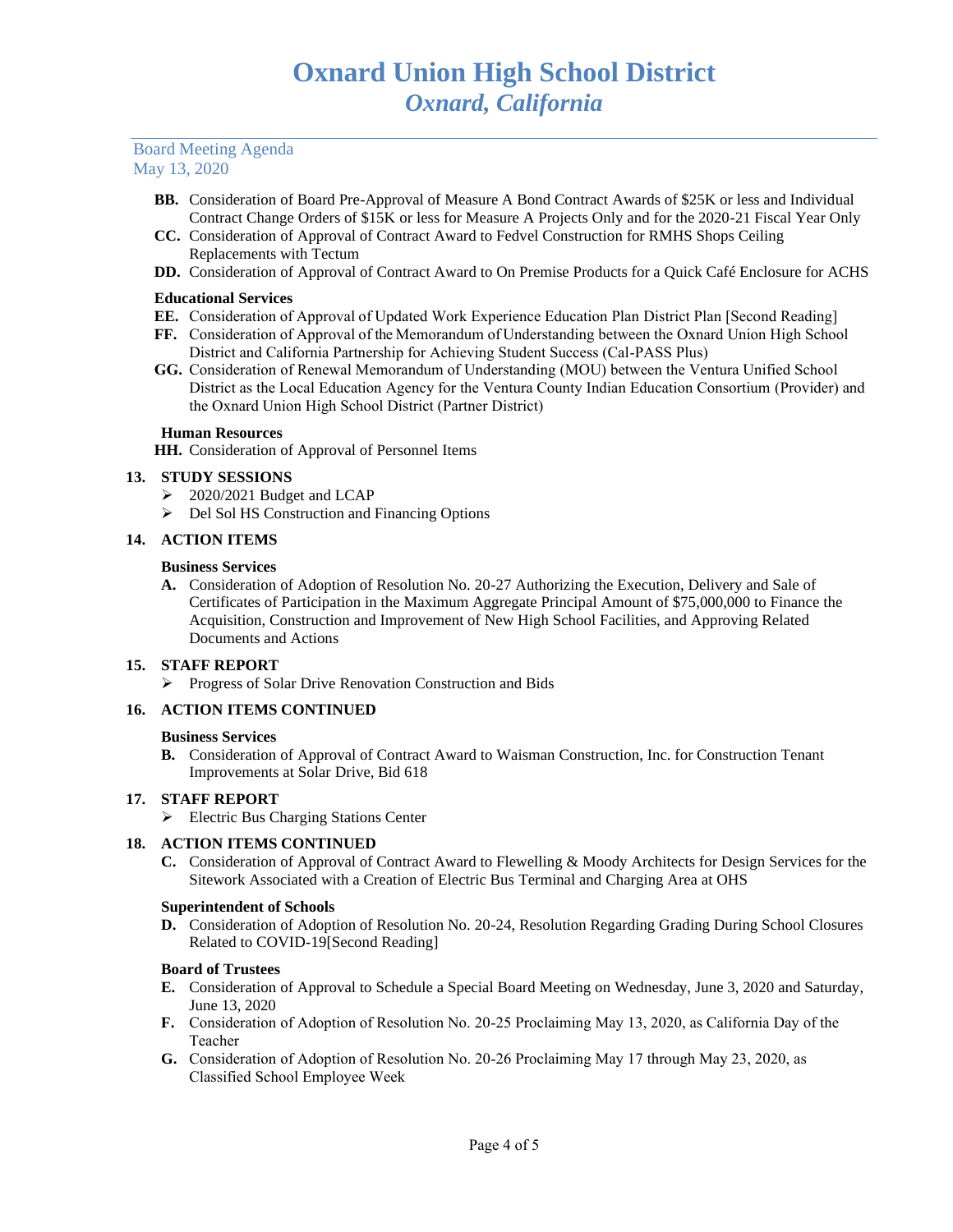- **BB.** Consideration of Board Pre-Approval of Measure A Bond Contract Awards of $25K or less and Individual Contract Change Orders of $15K or less for Measure A Projects Only and for the 2020-21 Fiscal Year Only
- **CC.** Consideration of Approval of Contract Award to Fedvel Construction for RMHS Shops Ceiling Replacements with Tectum
- **DD.** Consideration of Approval of Contract Award to On Premise Products for a Quick Café Enclosure for ACHS

**Educational Services**

- **EE.** Consideration of Approval of Updated Work Experience Education Plan District Plan [Second Reading]
- **FF.** Consideration of Approval of the Memorandum of Understanding between the Oxnard Union High School District and California Partnership for Achieving Student Success (Cal-PASS Plus)
- **GG.** Consideration of Renewal Memorandum of Understanding (MOU) between the Ventura Unified School District as the Local Education Agency for the Ventura County Indian Education Consortium (Provider) and the Oxnard Union High School District (Partner District)

**Human Resources**

- **HH.** Consideration of Approval of Personnel Items

## 13. STUDY SESSIONS

- 2020/2021 Budget and LCAP
- Del Sol HS Construction and Financing Options

## 14. ACTION ITEMS

**Business Services**

- **A.** Consideration of Adoption of Resolution No. 20-27 Authorizing the Execution, Delivery and Sale of Certificates of Participation in the Maximum Aggregate Principal Amount of $75,000,000 to Finance the Acquisition, Construction and Improvement of New High School Facilities, and Approving Related Documents and Actions

## 15. STAFF REPORT

- Progress of Solar Drive Renovation Construction and Bids

## 16. ACTION ITEMS CONTINUED

**Business Services**

- **B.** Consideration of Approval of Contract Award to Waisman Construction, Inc. for Construction Tenant Improvements at Solar Drive, Bid 618

## 17. STAFF REPORT

- Electric Bus Charging Stations Center

## 18. ACTION ITEMS CONTINUED

- **C.** Consideration of Approval of Contract Award to Flewelling & Moody Architects for Design Services for the Sitework Associated with a Creation of Electric Bus Terminal and Charging Area at OHS

**Superintendent of Schools**

- **D.** Consideration of Adoption of Resolution No. 20-24, Resolution Regarding Grading During School Closures Related to COVID-19[Second Reading]

**Board of Trustees**

- **E.** Consideration of Approval to Schedule a Special Board Meeting on Wednesday, June 3, 2020 and Saturday, June 13, 2020
- **F.** Consideration of Adoption of Resolution No. 20-25 Proclaiming May 13, 2020, as California Day of the Teacher
- **G.** Consideration of Adoption of Resolution No. 20-26 Proclaiming May 17 through May 23, 2020, as Classified School Employee Week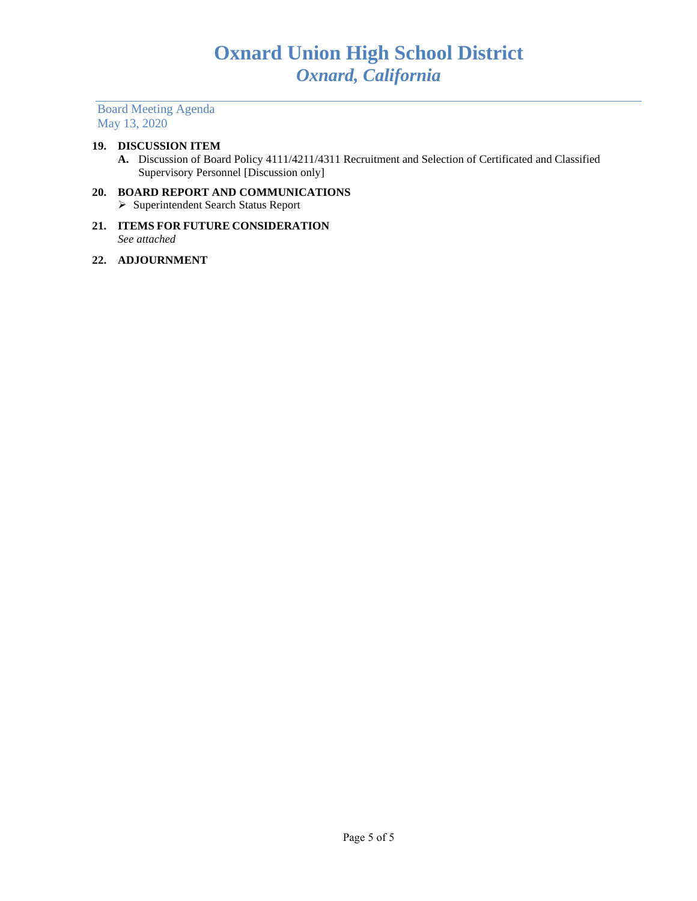# Oxnard Union High School District
## *Oxnard, California*

Board Meeting Agenda
May 13, 2020

**19. DISCUSSION ITEM**

**A.** Discussion of Board Policy 4111/4211/4311 Recruitment and Selection of Certificated and Classified Supervisory Personnel [Discussion only]

**20. BOARD REPORT AND COMMUNICATIONS**

- Superintendent Search Status Report

**21. ITEMS FOR FUTURE CONSIDERATION**

*See attached*

**22. ADJOURNMENT**